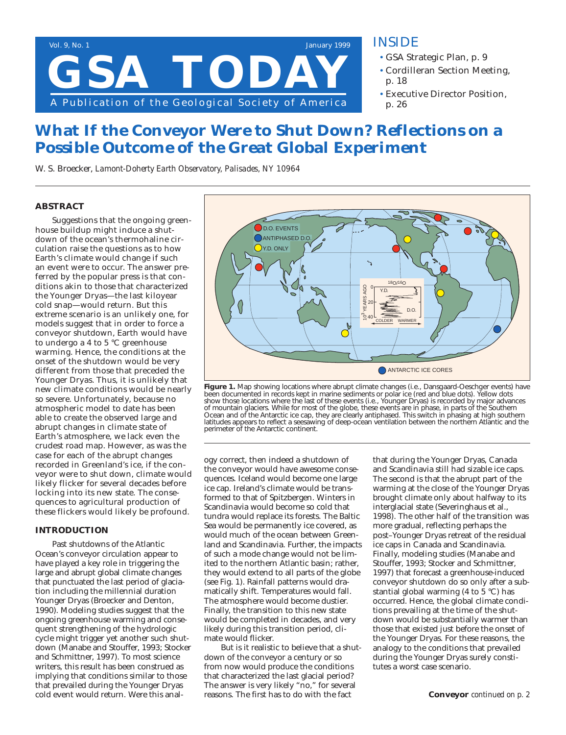# What If the Conveyor Were to Shut Down? Reflections on a Possible Outcome of the Great Global Experiment

W. S. Broecker, *Lamont-Doherty Earth Observatory, Palisades, NY 10964*

## ABSTRACT

Suggestions that the ongoing greenhouse buildup might induce a shutdown of the ocean's thermohaline circulation raise the questions as to how Earth's climate would change if such an event were to occur. The answer preferred by the popular press is that conditions akin to those that characterized the Younger Dryas—the last kiloyear cold snap—would return. But this extreme scenario is an unlikely one, for models suggest that in order to force a conveyor shutdown, Earth would have to undergo a 4 to 5 °C greenhouse warming. Hence, the conditions at the onset of the shutdown would be very different from those that preceded the Younger Dryas. Thus, it is unlikely that new climate conditions would be nearly so severe. Unfortunately, because no atmospheric model to date has been able to create the observed large and abrupt changes in climate state of Earth's atmosphere, we lack even the crudest road map. However, as was the case for each of the abrupt changes recorded in Greenland's ice, if the conveyor were to shut down, climate would likely flicker for several decades before locking into its new state. The consequences to agricultural production of these flickers would likely be profound.

**Figure 1.** Map showing locations where abrupt climate changes (i.e., Dansgaard-Oeschger events) have been documented in records kept in marine sediments or polar ice (red and blue dots). Yellow dots show those locations where the last of these events (i.e., Younger Dryas) is recorded by major advances of mountain glaciers. While for most of the globe, these events are in phase, in parts of the Southern Ocean and of the Antarctic ice cap, they are clearly antiphased. This switch in phasing at high southern latitudes appears to reflect a seesawing of deep-ocean ventilation between the northern Atlantic and the perimeter of the Antarctic continent.

## INTRODUCTION

Past shutdowns of the Atlantic Ocean's conveyor circulation appear to have played a key role in triggering the large and abrupt global climate changes that punctuated the last period of glaciation including the millennial duration Younger Dryas (Broecker and Denton, 1990). Modeling studies suggest that the ongoing greenhouse warming and consequent strengthening of the hydrologic cycle might trigger yet another such shutdown (Manabe and Stouffer, 1993; Stocker and Schmittner, 1997). To most science writers, this result has been construed as implying that conditions similar to those that prevailed during the Younger Dryas cold event would return. Were this analogy correct, then indeed a shutdown of the conveyor would have awesome consequences. Iceland would become one large ice cap. Ireland's climate would be transformed to that of Spitzbergen. Winters in Scandinavia would become so cold that tundra would replace its forests. The Baltic Sea would be permanently ice covered, as would much of the ocean between Greenland and Scandinavia. Further, the impacts of such a mode change would not be limited to the northern Atlantic basin; rather, they would extend to all parts of the globe (see Fig. 1). Rainfall patterns would dramatically shift. Temperatures would fall. The atmosphere would become dustier. Finally, the transition to this new state would be completed in decades, and very likely during this transition period, climate would flicker.

But is it realistic to believe that a shutdown of the conveyor a century or so from now would produce the conditions that characterized the last glacial period? The answer is very likely "no," for several reasons. The first has to do with the fact that during the Younger Dryas, Canada and Scandinavia still had sizable ice caps. The second is that the abrupt part of the warming at the close of the Younger Dryas brought climate only about halfway to its interglacial state (Severinghaus et al., 1998). The other half of the transition was more gradual, reflecting perhaps the post–Younger Dryas retreat of the residual ice caps in Canada and Scandinavia. Finally, modeling studies (Manabe and Stouffer, 1993; Stocker and Schmittner, 1997) that forecast a greenhouse-induced conveyor shutdown do so only after a substantial global warming (4 to 5 °C) has occurred. Hence, the global climate conditions prevailing at the time of the shutdown would be substantially warmer than those that existed just before the onset of the Younger Dryas. For these reasons, the analogy to the conditions that prevailed during the Younger Dryas surely constitutes a worst case scenario.

**Conveyor** *continued on p. 2*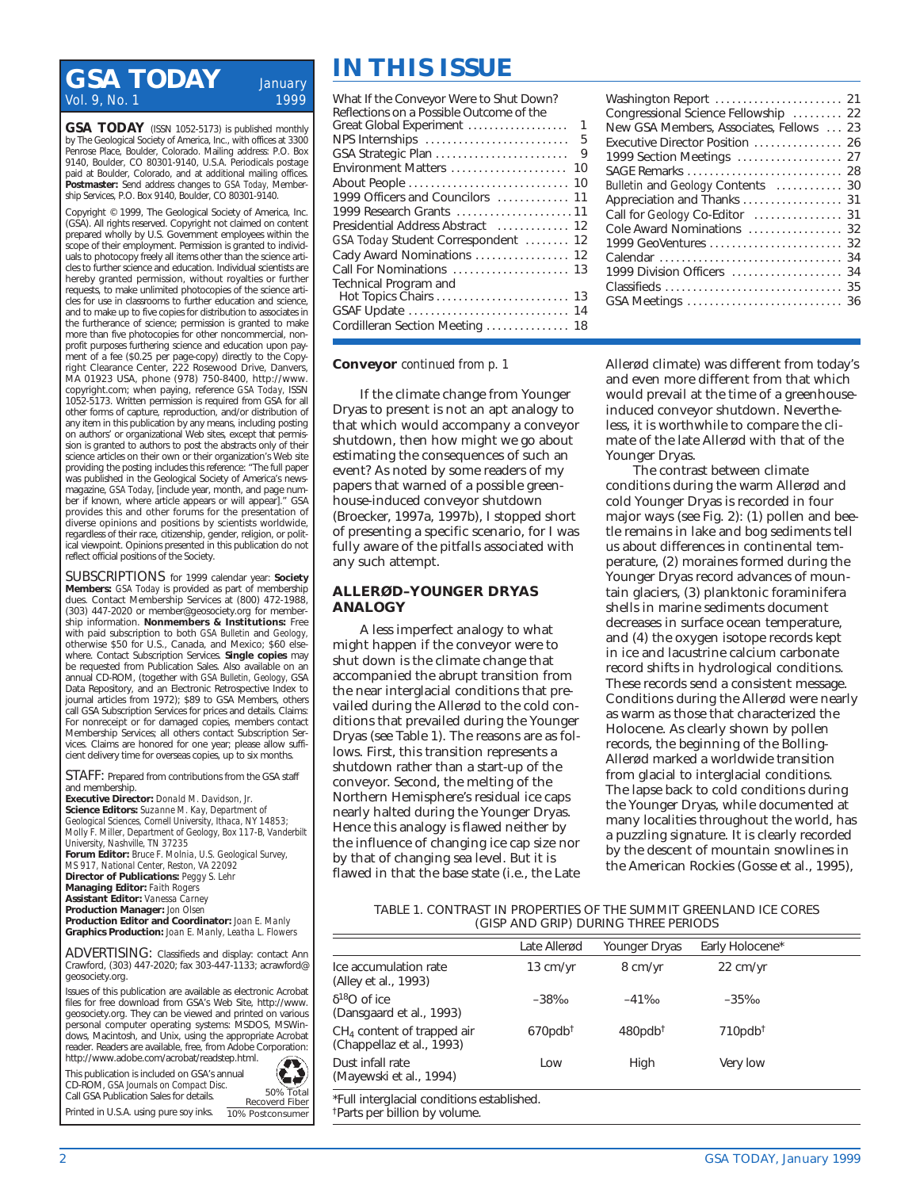# GSA TODAY

January 1999 | Vol. 9, No. 1

**GSA TODAY** (ISSN 1052-5173) is published monthly by The Geological Society of America, Inc., with offices at 3300 Penrose Place, Boulder, Colorado. Mailing address: P.O. Box 9140, Boulder, CO 80301-9140, U.S.A. Periodicals postage paid at Boulder, Colorado, and at additional mailing offices. **Postmaster:** Send address changes to *GSA Today*, Membership Services, P.O. Box 9140, Boulder, CO 80301-9140.

Copyright © 1999, The Geological Society of America, Inc. (GSA). All rights reserved. Copyright not claimed on content prepared wholly by U.S. Government employees within the scope of their employment. Permission is granted to individuals to photocopy freely all items other than the science articles to further science and education. Individual scientists are hereby granted permission, without royalties or further requests, to make unlimited photocopies of the science articles for use in classrooms to further education and science, and to make up to five copies for distribution to associates in the furtherance of science; permission is granted to make more than five photocopies for other noncommercial, nonprofit purposes furthering science and education upon payment of a fee ($0.25 per page-copy) directly to the Copyright Clearance Center, 222 Rosewood Drive, Danvers, MA 01923 USA, phone (978) 750-8400, http://www.copyright.com; when paying, reference *GSA Today*, ISSN 1052-5173. Written permission is required from GSA for all other forms of capture, reproduction, and/or distribution of any item in this publication by any means, including posting on authors' or organizational Web sites, except that permission is granted to authors to post the abstracts only of their science articles on their own or their organization's Web site providing the posting includes this reference: "The full paper was published in the Geological Society of America's newsmagazine, *GSA Today*, [include year, month, and page number if known, where article appears or will appear]." GSA provides this and other forums for the presentation of diverse opinions and positions by scientists worldwide, regardless of their race, citizenship, gender, religion, or political viewpoint. Opinions presented in this publication do not reflect official positions of the Society.

SUBSCRIPTIONS for 1999 calendar year: **Society Members:** *GSA Today* is provided as part of membership dues. Contact Membership Services at (800) 472-1988, (303) 447-2020 or member@geosociety.org for membership information. **Nonmembers & Institutions:** Free with paid subscription to both *GSA Bulletin* and *Geology*, otherwise $50 for U.S., Canada, and Mexico; $60 elsewhere. Contact Subscription Services. **Single copies** may be requested from Publication Sales. Also available on an annual CD-ROM, (together with *GSA Bulletin*, *Geology*, GSA Data Repository, and an Electronic Retrospective Index to journal articles from 1972); $89 to GSA Members, others call GSA Subscription Services for prices and details. Claims: For nonreceipt or for damaged copies, members contact Membership Services; all others contact Subscription Services. Claims are honored for one year; please allow sufficient delivery time for overseas copies, up to six months.

STAFF: Prepared from contributions from the GSA staff and membership.
**Executive Director:** *Donald M. Davidson, Jr.*
**Science Editors:** *Suzanne M. Kay, Department of Geological Sciences, Cornell University, Ithaca, NY 14853; Molly F. Miller, Department of Geology, Box 117-B, Vanderbilt University, Nashville, TN 37235*
**Forum Editor:** *Bruce F. Molnia, U.S. Geological Survey, MS 917, National Center, Reston, VA 22092*
**Director of Publications:** *Peggy S. Lehr*
**Managing Editor:** *Faith Rogers*
**Assistant Editor:** *Vanessa Carney*
**Production Manager:** *Jon Olsen*
**Production Editor and Coordinator:** *Joan E. Manly*
**Graphics Production:** *Joan E. Manly, Leatha L. Flowers*

ADVERTISING: Classifieds and display: contact Ann Crawford, (303) 447-2020; fax 303-447-1133; acrawford@geosociety.org.

Issues of this publication are available as electronic Acrobat files for free download from GSA's Web Site, http://www.geosociety.org. They can be viewed and printed on various personal computer operating systems: MSDOS, MSWindows, Macintosh, and Unix, using the appropriate Acrobat reader. Readers are available, free, from Adobe Corporation: http://www.adobe.com/acrobat/readstep.html.

This publication is included on GSA's annual CD-ROM, *GSA Journals on Compact Disc.* Call GSA Publication Sales for details.

Printed in U.S.A. using pure soy inks. 50% Total Recoverd Fiber 10% Postconsumer

# IN THIS ISSUE

- What If the Conveyor Were to Shut Down? Reflections on a Possible Outcome of the Great Global Experiment .... 1
- NPS Internships .... 5
- GSA Strategic Plan .... 9
- Environment Matters .... 10
- About People .... 10
- 1999 Officers and Councilors .... 11
- 1999 Research Grants .... 11
- Presidential Address Abstract .... 12
- *GSA Today* Student Correspondent .... 12
- Cady Award Nominations .... 12
- Call For Nominations .... 13
- Technical Program and Hot Topics Chairs .... 13
- GSAF Update .... 14
- Cordilleran Section Meeting .... 18
- Washington Report .... 21
- Congressional Science Fellowship .... 22
- New GSA Members, Associates, Fellows .... 23
- Executive Director Position .... 26
- 1999 Section Meetings .... 27
- SAGE Remarks .... 28
- *Bulletin* and *Geology* Contents .... 30
- Appreciation and Thanks .... 31
- Call for *Geology* Co-Editor .... 31
- Cole Award Nominations .... 32
- 1999 GeoVentures .... 32
- Calendar .... 34
- 1999 Division Officers .... 34
- Classifieds .... 35
- GSA Meetings .... 36

**Conveyor** *continued from p. 1*

If the climate change from Younger Dryas to present is not an apt analogy to that which would accompany a conveyor shutdown, then how might we go about estimating the consequences of such an event? As noted by some readers of my papers that warned of a possible greenhouse-induced conveyor shutdown (Broecker, 1997a, 1997b), I stopped short of presenting a specific scenario, for I was fully aware of the pitfalls associated with any such attempt.

## ALLERØD–YOUNGER DRYAS ANALOGY

A less imperfect analogy to what might happen if the conveyor were to shut down is the climate change that accompanied the abrupt transition from the near interglacial conditions that prevailed during the Allerød to the cold conditions that prevailed during the Younger Dryas (see Table 1). The reasons are as follows. First, this transition represents a shutdown rather than a start-up of the conveyor. Second, the melting of the Northern Hemisphere's residual ice caps nearly halted during the Younger Dryas. Hence this analogy is flawed neither by the influence of changing ice cap size nor by that of changing sea level. But it is flawed in that the base state (i.e., the Late Allerød climate) was different from today's and even more different from that which would prevail at the time of a greenhouse-induced conveyor shutdown. Nevertheless, it is worthwhile to compare the climate of the late Allerød with that of the Younger Dryas.

The contrast between climate conditions during the warm Allerød and cold Younger Dryas is recorded in four major ways (see Fig. 2): (1) pollen and beetle remains in lake and bog sediments tell us about differences in continental temperature, (2) moraines formed during the Younger Dryas record advances of mountain glaciers, (3) planktonic foraminifera shells in marine sediments document decreases in surface ocean temperature, and (4) the oxygen isotope records kept in ice and lacustrine calcium carbonate record shifts in hydrological conditions. These records send a consistent message. Conditions during the Allerød were nearly as warm as those that characterized the Holocene. As clearly shown by pollen records, the beginning of the Bolling-Allerød marked a worldwide transition from glacial to interglacial conditions. The lapse back to cold conditions during the Younger Dryas, while documented at many localities throughout the world, has a puzzling signature. It is clearly recorded by the descent of mountain snowlines in the American Rockies (Gosse et al., 1995),

TABLE 1. CONTRAST IN PROPERTIES OF THE SUMMIT GREENLAND ICE CORES (GISP AND GRIP) DURING THREE PERIODS

| | Late Allerød | Younger Dryas | Early Holocene* |
|---|---|---|---|
| Ice accumulation rate (Alley et al., 1993) | 13 cm/yr | 8 cm/yr | 22 cm/yr |
| $\delta^{18}O$ of ice (Dansgaard et al., 1993) | –38‰ | –41‰ | –35‰ |
| $CH_4$ content of trapped air (Chappellaz et al., 1993) | 670pdb† | 480pdb† | 710pdb† |
| Dust infall rate (Mayewski et al., 1994) | Low | High | Very low |

*Full interglacial conditions established.
†Parts per billion by volume.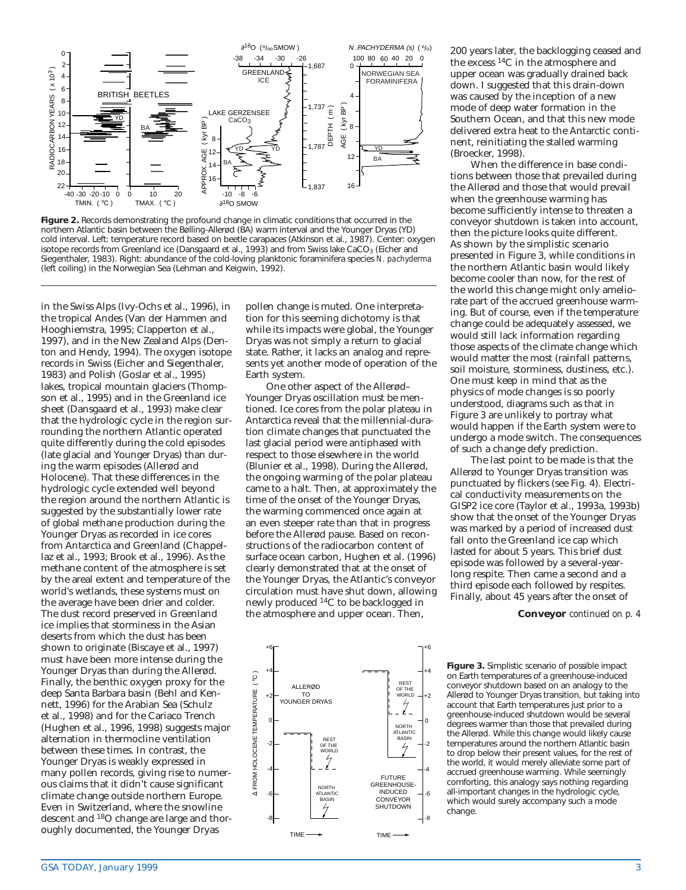**Figure 2.** Records demonstrating the profound change in climatic conditions that occurred in the northern Atlantic basin between the Bølling-Allerød (BA) warm interval and the Younger Dryas (YD) cold interval. Left: temperature record based on beetle carapaces (Atkinson et al., 1987). Center: oxygen isotope records from Greenland ice (Dansgaard et al., 1993) and from Swiss lake $CaCO_3$ (Eicher and Siegenthaler, 1983). Right: abundance of the cold-loving planktonic foraminifera species *N. pachyderma* (left coiling) in the Norwegian Sea (Lehman and Keigwin, 1992).

in the Swiss Alps (Ivy-Ochs et al., 1996), in the tropical Andes (Van der Hammen and Hooghiemstra, 1995; Clapperton et al., 1997), and in the New Zealand Alps (Denton and Hendy, 1994). The oxygen isotope records in Swiss (Eicher and Siegenthaler, 1983) and Polish (Goslar et al., 1995) lakes, tropical mountain glaciers (Thompson et al., 1995) and in the Greenland ice sheet (Dansgaard et al., 1993) make clear that the hydrologic cycle in the region surrounding the northern Atlantic operated quite differently during the cold episodes (late glacial and Younger Dryas) than during the warm episodes (Allerød and Holocene). That these differences in the hydrologic cycle extended well beyond the region around the northern Atlantic is suggested by the substantially lower rate of global methane production during the Younger Dryas as recorded in ice cores from Antarctica and Greenland (Chappellaz et al., 1993; Brook et al., 1996). As the methane content of the atmosphere is set by the areal extent and temperature of the world's wetlands, these systems must on the average have been drier and colder. The dust record preserved in Greenland ice implies that storminess in the Asian deserts from which the dust has been shown to originate (Biscaye et al., 1997) must have been more intense during the Younger Dryas than during the Allerød. Finally, the benthic oxygen proxy for the deep Santa Barbara basin (Behl and Kennett, 1996) for the Arabian Sea (Schulz et al., 1998) and for the Cariaco Trench (Hughen et al., 1996, 1998) suggests major alternation in thermocline ventilation between these times. In contrast, the Younger Dryas is weakly expressed in many pollen records, giving rise to numerous claims that it didn't cause significant climate change outside northern Europe. Even in Switzerland, where the snowline descent and $^{18}O$ change are large and thoroughly documented, the Younger Dryas pollen change is muted. One interpretation for this seeming dichotomy is that while its impacts were global, the Younger Dryas was not simply a return to glacial state. Rather, it lacks an analog and represents yet another mode of operation of the Earth system.

One other aspect of the Allerød–Younger Dryas oscillation must be mentioned. Ice cores from the polar plateau in Antarctica reveal that the millennial-duration climate changes that punctuated the last glacial period were antiphased with respect to those elsewhere in the world (Blunier et al., 1998). During the Allerød, the ongoing warming of the polar plateau came to a halt. Then, at approximately the time of the onset of the Younger Dryas, the warming commenced once again at an even steeper rate than that in progress before the Allerød pause. Based on reconstructions of the radiocarbon content of surface ocean carbon, Hughen et al. (1996) clearly demonstrated that at the onset of the Younger Dryas, the Atlantic's conveyor circulation must have shut down, allowing newly produced $^{14}C$ to be backlogged in the atmosphere and upper ocean. Then, 200 years later, the backlogging ceased and the excess $^{14}C$ in the atmosphere and upper ocean was gradually drained back down. I suggested that this drain-down was caused by the inception of a new mode of deep water formation in the Southern Ocean, and that this new mode delivered extra heat to the Antarctic continent, reinitiating the stalled warming (Broecker, 1998).

When the difference in base conditions between those that prevailed during the Allerød and those that would prevail when the greenhouse warming has become sufficiently intense to threaten a conveyor shutdown is taken into account, then the picture looks quite different. As shown by the simplistic scenario presented in Figure 3, while conditions in the northern Atlantic basin would likely become cooler than now, for the rest of the world this change might only ameliorate part of the accrued greenhouse warming. But of course, even if the temperature change could be adequately assessed, we would still lack information regarding those aspects of the climate change which would matter the most (rainfall patterns, soil moisture, storminess, dustiness, etc.). One must keep in mind that as the physics of mode changes is so poorly understood, diagrams such as that in Figure 3 are unlikely to portray what would happen if the Earth system were to undergo a mode switch. The consequences of such a change defy prediction.

The last point to be made is that the Allerød to Younger Dryas transition was punctuated by flickers (see Fig. 4). Electrical conductivity measurements on the GISP2 ice core (Taylor et al., 1993a, 1993b) show that the onset of the Younger Dryas was marked by a period of increased dust fall onto the Greenland ice cap which lasted for about 5 years. This brief dust episode was followed by a several-year-long respite. Then came a second and a third episode each followed by respites. Finally, about 45 years after the onset of

**Conveyor** *continued on p. 4*

**Figure 3.** Simplistic scenario of possible impact on Earth temperatures of a greenhouse-induced conveyor shutdown based on an analogy to the Allerød to Younger Dryas transition, but taking into account that Earth temperatures just prior to a greenhouse-induced shutdown would be several degrees warmer than those that prevailed during the Allerød. While this change would likely cause temperatures around the northern Atlantic basin to drop below their present values, for the rest of the world, it would merely alleviate some part of accrued greenhouse warming. While seemingly comforting, this analogy says nothing regarding all-important changes in the hydrologic cycle, which would surely accompany such a mode change.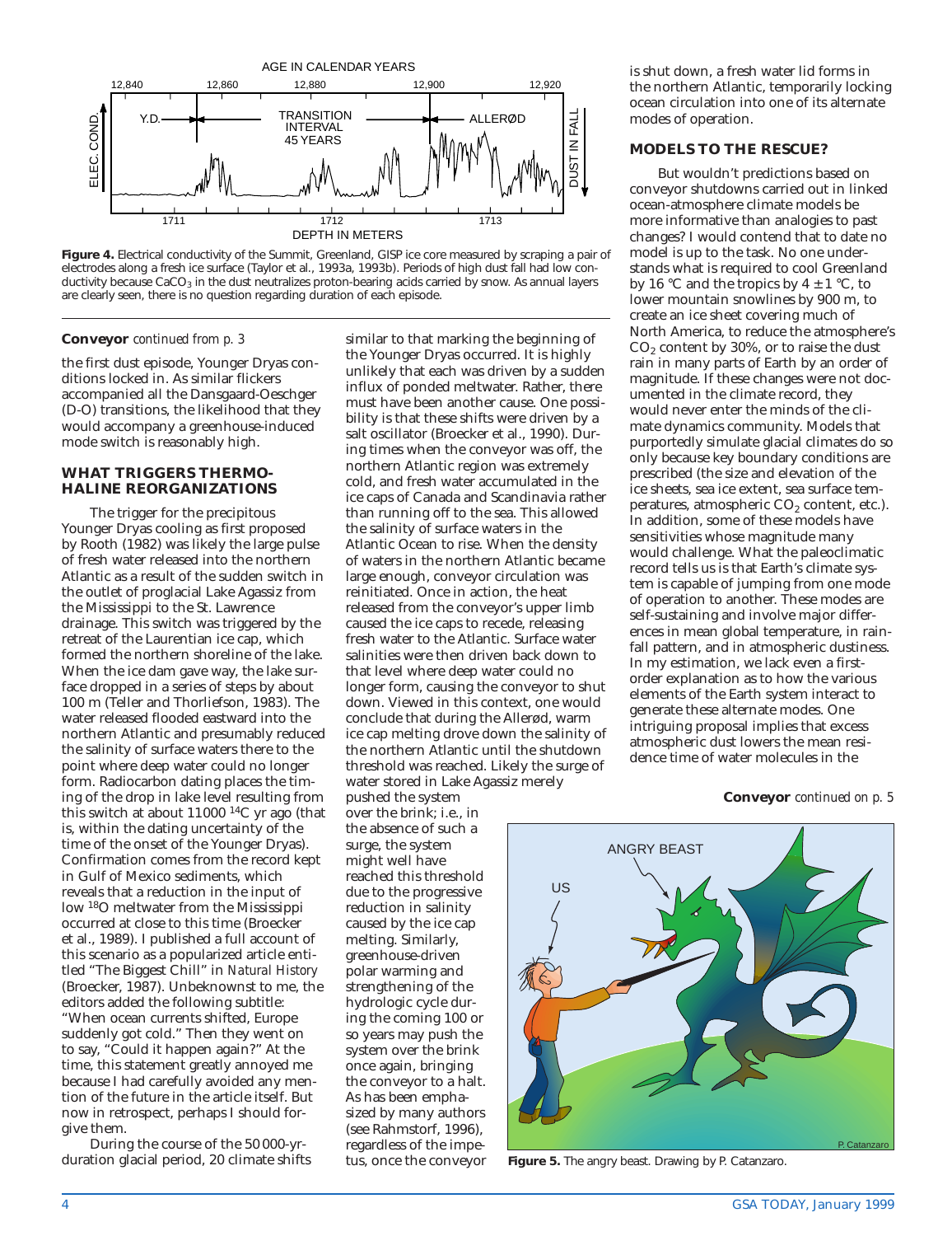**Figure 4.** Electrical conductivity of the Summit, Greenland, GISP ice core measured by scraping a pair of electrodes along a fresh ice surface (Taylor et al., 1993a, 1993b). Periods of high dust fall had low conductivity because $CaCO_3$ in the dust neutralizes proton-bearing acids carried by snow. As annual layers are clearly seen, there is no question regarding duration of each episode.

**Conveyor** *continued from p. 3*

the first dust episode, Younger Dryas conditions locked in. As similar flickers accompanied all the Dansgaard-Oeschger (D-O) transitions, the likelihood that they would accompany a greenhouse-induced mode switch is reasonably high.

## WHAT TRIGGERS THERMOHALINE REORGANIZATIONS

The trigger for the precipitous Younger Dryas cooling as first proposed by Rooth (1982) was likely the large pulse of fresh water released into the northern Atlantic as a result of the sudden switch in the outlet of proglacial Lake Agassiz from the Mississippi to the St. Lawrence drainage. This switch was triggered by the retreat of the Laurentian ice cap, which formed the northern shoreline of the lake. When the ice dam gave way, the lake surface dropped in a series of steps by about 100 m (Teller and Thorliefson, 1983). The water released flooded eastward into the northern Atlantic and presumably reduced the salinity of surface waters there to the point where deep water could no longer form. Radiocarbon dating places the timing of the drop in lake level resulting from this switch at about 11000 $^{14}C$ yr ago (that is, within the dating uncertainty of the time of the onset of the Younger Dryas). Confirmation comes from the record kept in Gulf of Mexico sediments, which reveals that a reduction in the input of low $^{18}O$ meltwater from the Mississippi occurred at close to this time (Broecker et al., 1989). I published a full account of this scenario as a popularized article entitled "The Biggest Chill" in *Natural History* (Broecker, 1987). Unbeknownst to me, the editors added the following subtitle: "When ocean currents shifted, Europe suddenly got cold." Then they went on to say, "Could it happen again?" At the time, this statement greatly annoyed me because I had carefully avoided any mention of the future in the article itself. But now in retrospect, perhaps I should forgive them.

During the course of the 50 000-yr-duration glacial period, 20 climate shifts similar to that marking the beginning of the Younger Dryas occurred. It is highly unlikely that each was driven by a sudden influx of ponded meltwater. Rather, there must have been another cause. One possibility is that these shifts were driven by a salt oscillator (Broecker et al., 1990). During times when the conveyor was off, the northern Atlantic region was extremely cold, and fresh water accumulated in the ice caps of Canada and Scandinavia rather than running off to the sea. This allowed the salinity of surface waters in the Atlantic Ocean to rise. When the density of waters in the northern Atlantic became large enough, conveyor circulation was reinitiated. Once in action, the heat released from the conveyor's upper limb caused the ice caps to recede, releasing fresh water to the Atlantic. Surface water salinities were then driven back down to that level where deep water could no longer form, causing the conveyor to shut down. Viewed in this context, one would conclude that during the Allerød, warm ice cap melting drove down the salinity of the northern Atlantic until the shutdown threshold was reached. Likely the surge of water stored in Lake Agassiz merely pushed the system over the brink; i.e., in the absence of such a surge, the system might well have reached this threshold due to the progressive reduction in salinity caused by the ice cap melting. Similarly, greenhouse-driven polar warming and strengthening of the hydrologic cycle during the coming 100 or so years may push the system over the brink once again, bringing the conveyor to a halt. As has been emphasized by many authors (see Rahmstorf, 1996), regardless of the impetus, once the conveyor is shut down, a fresh water lid forms in the northern Atlantic, temporarily locking ocean circulation into one of its alternate modes of operation.

## MODELS TO THE RESCUE?

But wouldn't predictions based on conveyor shutdowns carried out in linked ocean-atmosphere climate models be more informative than analogies to past changes? I would contend that to date no model is up to the task. No one understands what is required to cool Greenland by 16 °C and the tropics by 4 ± 1 °C, to lower mountain snowlines by 900 m, to create an ice sheet covering much of North America, to reduce the atmosphere's $CO_2$ content by 30%, or to raise the dust rain in many parts of Earth by an order of magnitude. If these changes were not documented in the climate record, they would never enter the minds of the climate dynamics community. Models that purportedly simulate glacial climates do so only because key boundary conditions are prescribed (the size and elevation of the ice sheets, sea ice extent, sea surface temperatures, atmospheric $CO_2$ content, etc.). In addition, some of these models have sensitivities whose magnitude many would challenge. What the paleoclimatic record tells us is that Earth's climate system is capable of jumping from one mode of operation to another. These modes are self-sustaining and involve major differences in mean global temperature, in rainfall pattern, and in atmospheric dustiness. In my estimation, we lack even a first-order explanation as to how the various elements of the Earth system interact to generate these alternate modes. One intriguing proposal implies that excess atmospheric dust lowers the mean residence time of water molecules in the

**Conveyor** *continued on p. 5*

**Figure 5.** The angry beast. Drawing by P. Catanzaro.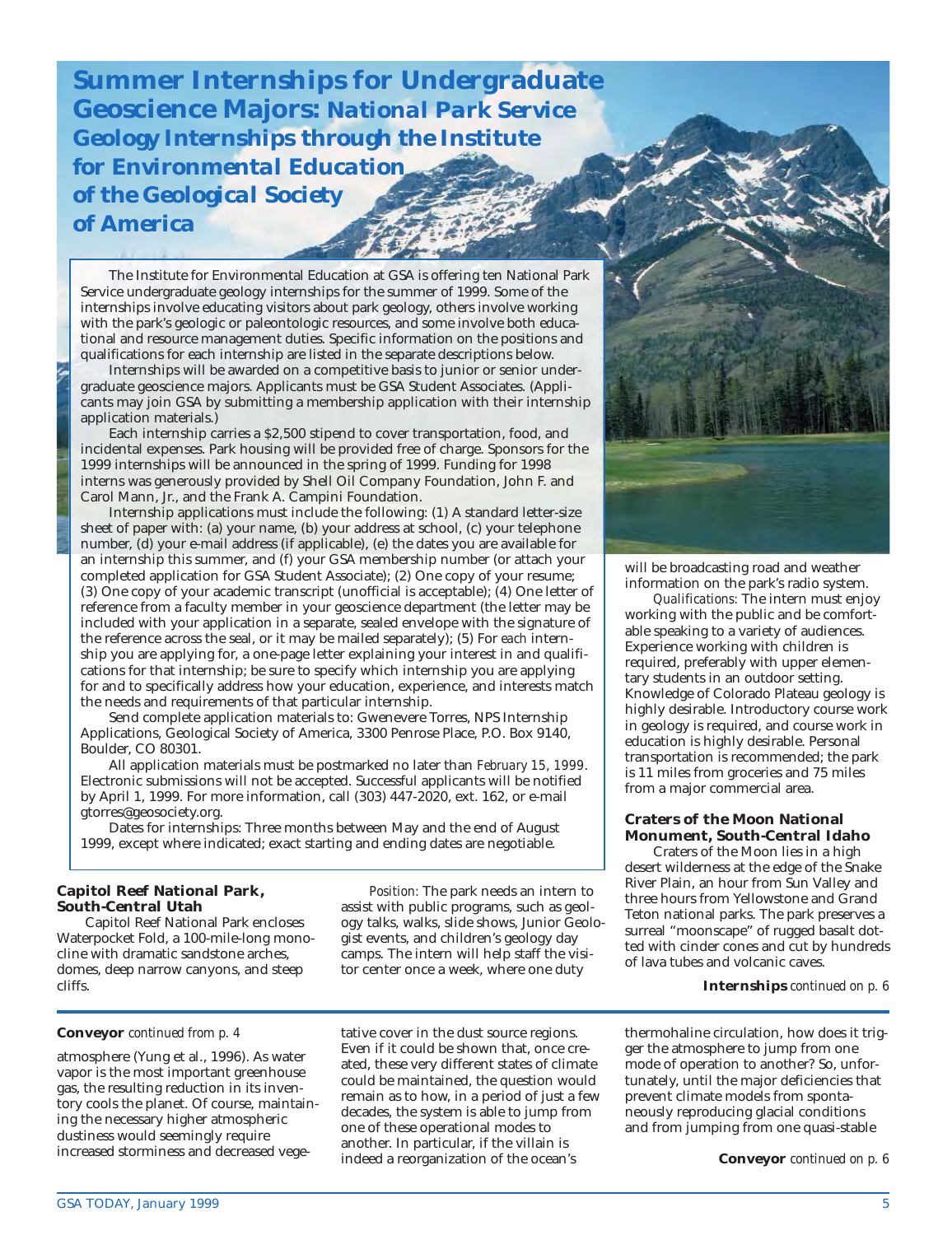# Summer Internships for Undergraduate Geoscience Majors: National Park Service Geology Internships through the Institute for Environmental Education of the Geological Society of America

The Institute for Environmental Education at GSA is offering ten National Park Service undergraduate geology internships for the summer of 1999. Some of the internships involve educating visitors about park geology, others involve working with the park's geologic or paleontologic resources, and some involve both educational and resource management duties. Specific information on the positions and qualifications for each internship are listed in the separate descriptions below.

Internships will be awarded on a competitive basis to junior or senior undergraduate geoscience majors. Applicants must be GSA Student Associates. (Applicants may join GSA by submitting a membership application with their internship application materials.)

Each internship carries a $2,500 stipend to cover transportation, food, and incidental expenses. Park housing will be provided free of charge. Sponsors for the 1999 internships will be announced in the spring of 1999. Funding for 1998 interns was generously provided by Shell Oil Company Foundation, John F. and Carol Mann, Jr., and the Frank A. Campini Foundation.

Internship applications must include the following: (1) A standard letter-size sheet of paper with: (a) your name, (b) your address at school, (c) your telephone number, (d) your e-mail address (if applicable), (e) the dates you are available for an internship this summer, and (f) your GSA membership number (or attach your completed application for GSA Student Associate); (2) One copy of your resume; (3) One copy of your academic transcript (unofficial is acceptable); (4) One letter of reference from a faculty member in your geoscience department (the letter may be included with your application in a separate, sealed envelope with the signature of the reference across the seal, or it may be mailed separately); (5) For *each* internship you are applying for, a one-page letter explaining your interest in and qualifications for that internship; be sure to specify which internship you are applying for and to specifically address how your education, experience, and interests match the needs and requirements of that particular internship.

Send complete application materials to: Gwenevere Torres, NPS Internship Applications, Geological Society of America, 3300 Penrose Place, P.O. Box 9140, Boulder, CO 80301.

All application materials must be postmarked no later than *February 15, 1999*. Electronic submissions will not be accepted. Successful applicants will be notified by April 1, 1999. For more information, call (303) 447-2020, ext. 162, or e-mail gtorres@geosociety.org.

Dates for internships: Three months between May and the end of August 1999, except where indicated; exact starting and ending dates are negotiable.

### Capitol Reef National Park, South-Central Utah

Capitol Reef National Park encloses Waterpocket Fold, a 100-mile-long monocline with dramatic sandstone arches, domes, deep narrow canyons, and steep cliffs.

*Position:* The park needs an intern to assist with public programs, such as geology talks, walks, slide shows, Junior Geologist events, and children's geology day camps. The intern will help staff the visitor center once a week, where one duty will be broadcasting road and weather information on the park's radio system.

*Qualifications:* The intern must enjoy working with the public and be comfortable speaking to a variety of audiences. Experience working with children is required, preferably with upper elementary students in an outdoor setting. Knowledge of Colorado Plateau geology is highly desirable. Introductory course work in geology is required, and course work in education is highly desirable. Personal transportation is recommended; the park is 11 miles from groceries and 75 miles from a major commercial area.

### Craters of the Moon National Monument, South-Central Idaho

Craters of the Moon lies in a high desert wilderness at the edge of the Snake River Plain, an hour from Sun Valley and three hours from Yellowstone and Grand Teton national parks. The park preserves a surreal "moonscape" of rugged basalt dotted with cinder cones and cut by hundreds of lava tubes and volcanic caves.

**Internships** *continued on p. 6*

---

**Conveyor** *continued from p. 4*

atmosphere (Yung et al., 1996). As water vapor is the most important greenhouse gas, the resulting reduction in its inventory cools the planet. Of course, maintaining the necessary higher atmospheric dustiness would seemingly require increased storminess and decreased vegetative cover in the dust source regions. Even if it could be shown that, once created, these very different states of climate could be maintained, the question would remain as to how, in a period of just a few decades, the system is able to jump from one of these operational modes to another. In particular, if the villain is indeed a reorganization of the ocean's thermohaline circulation, how does it trigger the atmosphere to jump from one mode of operation to another? So, unfortunately, until the major deficiencies that prevent climate models from spontaneously reproducing glacial conditions and from jumping from one quasi-stable

**Conveyor** *continued on p. 6*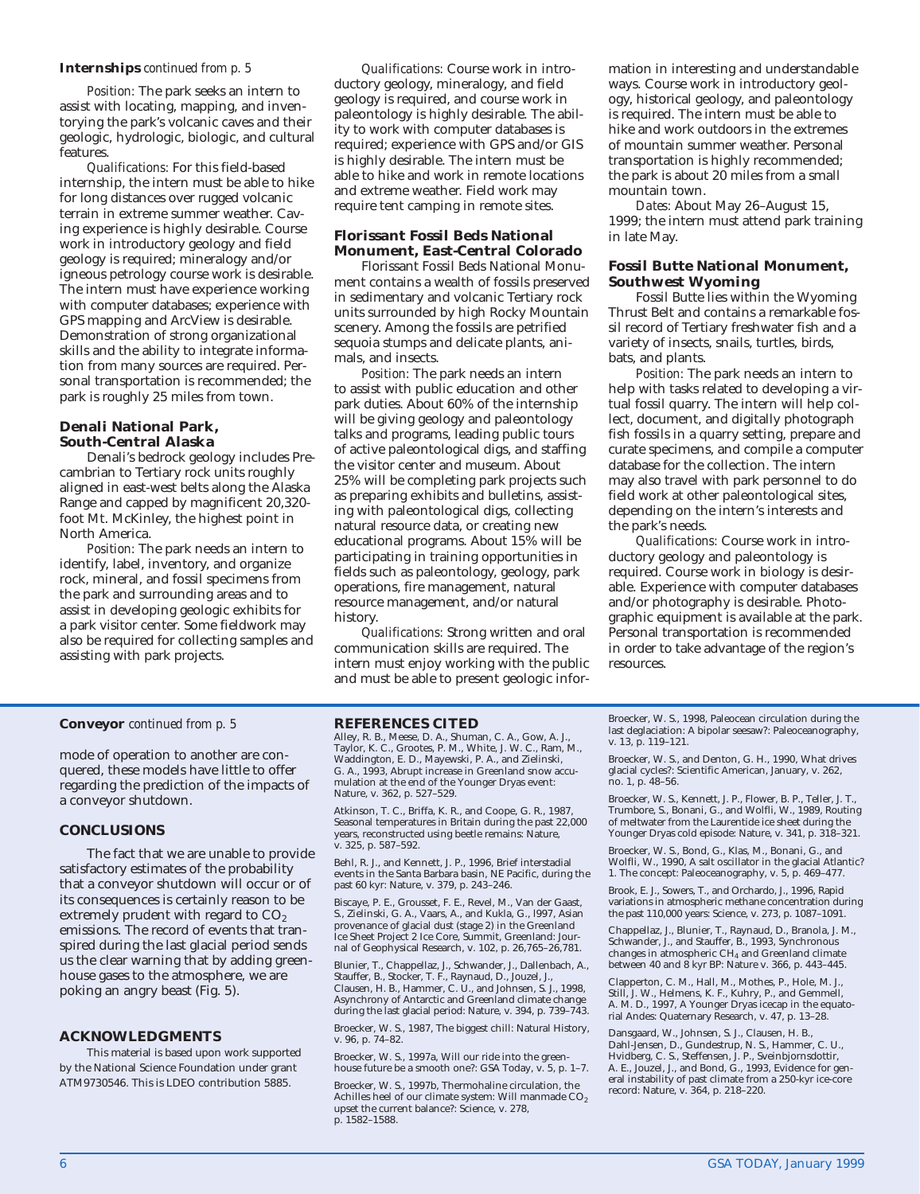**Internships** *continued from p. 5*

*Position:* The park seeks an intern to assist with locating, mapping, and inventorying the park's volcanic caves and their geologic, hydrologic, biologic, and cultural features.

*Qualifications:* For this field-based internship, the intern must be able to hike for long distances over rugged volcanic terrain in extreme summer weather. Caving experience is highly desirable. Course work in introductory geology and field geology is required; mineralogy and/or igneous petrology course work is desirable. The intern must have experience working with computer databases; experience with GPS mapping and ArcView is desirable. Demonstration of strong organizational skills and the ability to integrate information from many sources are required. Personal transportation is recommended; the park is roughly 25 miles from town.

### Denali National Park, South-Central Alaska

Denali's bedrock geology includes Precambrian to Tertiary rock units roughly aligned in east-west belts along the Alaska Range and capped by magnificent 20,320-foot Mt. McKinley, the highest point in North America.

*Position:* The park needs an intern to identify, label, inventory, and organize rock, mineral, and fossil specimens from the park and surrounding areas and to assist in developing geologic exhibits for a park visitor center. Some fieldwork may also be required for collecting samples and assisting with park projects.

*Qualifications:* Course work in introductory geology, mineralogy, and field geology is required, and course work in paleontology is highly desirable. The ability to work with computer databases is required; experience with GPS and/or GIS is highly desirable. The intern must be able to hike and work in remote locations and extreme weather. Field work may require tent camping in remote sites.

### Florissant Fossil Beds National Monument, East-Central Colorado

Florissant Fossil Beds National Monument contains a wealth of fossils preserved in sedimentary and volcanic Tertiary rock units surrounded by high Rocky Mountain scenery. Among the fossils are petrified sequoia stumps and delicate plants, animals, and insects.

*Position:* The park needs an intern to assist with public education and other park duties. About 60% of the internship will be giving geology and paleontology talks and programs, leading public tours of active paleontological digs, and staffing the visitor center and museum. About 25% will be completing park projects such as preparing exhibits and bulletins, assisting with paleontological digs, collecting natural resource data, or creating new educational programs. About 15% will be participating in training opportunities in fields such as paleontology, geology, park operations, fire management, natural resource management, and/or natural history.

*Qualifications:* Strong written and oral communication skills are required. The intern must enjoy working with the public and must be able to present geologic information in interesting and understandable ways. Course work in introductory geology, historical geology, and paleontology is required. The intern must be able to hike and work outdoors in the extremes of mountain summer weather. Personal transportation is highly recommended; the park is about 20 miles from a small mountain town.

*Dates:* About May 26–August 15, 1999; the intern must attend park training in late May.

### Fossil Butte National Monument, Southwest Wyoming

Fossil Butte lies within the Wyoming Thrust Belt and contains a remarkable fossil record of Tertiary freshwater fish and a variety of insects, snails, turtles, birds, bats, and plants.

*Position:* The park needs an intern to help with tasks related to developing a virtual fossil quarry. The intern will help collect, document, and digitally photograph fish fossils in a quarry setting, prepare and curate specimens, and compile a computer database for the collection. The intern may also travel with park personnel to do field work at other paleontological sites, depending on the intern's interests and the park's needs.

*Qualifications:* Course work in introductory geology and paleontology is required. Course work in biology is desirable. Experience with computer databases and/or photography is desirable. Photographic equipment is available at the park. Personal transportation is recommended in order to take advantage of the region's resources.

---

**Conveyor** *continued from p. 5*

mode of operation to another are conquered, these models have little to offer regarding the prediction of the impacts of a conveyor shutdown.

## CONCLUSIONS

The fact that we are unable to provide satisfactory estimates of the probability that a conveyor shutdown will occur or of its consequences is certainly reason to be extremely prudent with regard to $CO_2$ emissions. The record of events that transpired during the last glacial period sends us the clear warning that by adding greenhouse gases to the atmosphere, we are poking an angry beast (Fig. 5).

## ACKNOWLEDGMENTS

This material is based upon work supported by the National Science Foundation under grant ATM9730546. This is LDEO contribution 5885.

## REFERENCES CITED

Alley, R. B., Meese, D. A., Shuman, C. A., Gow, A. J., Taylor, K. C., Grootes, P. M., White, J. W. C., Ram, M., Waddington, E. D., Mayewski, P. A., and Zielinski, G. A., 1993, Abrupt increase in Greenland snow accumulation at the end of the Younger Dryas event: Nature, v. 362, p. 527–529.

Atkinson, T. C., Briffa, K. R., and Coope, G. R., 1987, Seasonal temperatures in Britain during the past 22,000 years, reconstructed using beetle remains: Nature, v. 325, p. 587–592.

Behl, R. J., and Kennett, J. P., 1996, Brief interstadial events in the Santa Barbara basin, NE Pacific, during the past 60 kyr: Nature, v. 379, p. 243–246.

Biscaye, P. E., Grousset, F. E., Revel, M., Van der Gaast, S., Zielinski, G. A., Vaars, A., and Kukla, G., l997, Asian provenance of glacial dust (stage 2) in the Greenland Ice Sheet Project 2 Ice Core, Summit, Greenland: Journal of Geophysical Research, v. 102, p. 26,765–26,781.

Blunier, T., Chappellaz, J., Schwander, J., Dallenbach, A., Stauffer, B., Stocker, T. F., Raynaud, D., Jouzel, J., Clausen, H. B., Hammer, C. U., and Johnsen, S. J., 1998, Asynchrony of Antarctic and Greenland climate change during the last glacial period: Nature, v. 394, p. 739–743.

Broecker, W. S., 1987, The biggest chill: Natural History, v. 96, p. 74–82.

Broecker, W. S., 1997a, Will our ride into the greenhouse future be a smooth one?: GSA Today, v. 5, p. 1–7.

Broecker, W. S., 1997b, Thermohaline circulation, the Achilles heel of our climate system: Will manmade $CO_2$ upset the current balance?: Science, v. 278, p. 1582–1588.

Broecker, W. S., 1998, Paleocean circulation during the last deglaciation: A bipolar seesaw?: Paleoceanography, v. 13, p. 119–121.

Broecker, W. S., and Denton, G. H., 1990, What drives glacial cycles?: Scientific American, January, v. 262, no. 1, p. 48–56.

Broecker, W. S., Kennett, J. P., Flower, B. P., Teller, J. T., Trumbore, S., Bonani, G., and Wolfli, W., 1989, Routing of meltwater from the Laurentide ice sheet during the Younger Dryas cold episode: Nature, v. 341, p. 318–321.

Broecker, W. S., Bond, G., Klas, M., Bonani, G., and Wolfli, W., 1990, A salt oscillator in the glacial Atlantic? 1. The concept: Paleoceanography, v. 5, p. 469–477.

Brook, E. J., Sowers, T., and Orchardo, J., 1996, Rapid variations in atmospheric methane concentration during the past 110,000 years: Science, v. 273, p. 1087–1091.

Chappellaz, J., Blunier, T., Raynaud, D., Branola, J. M., Schwander, J., and Stauffer, B., 1993, Synchronous changes in atmospheric $CH_4$ and Greenland climate between 40 and 8 kyr BP: Nature v. 366, p. 443–445.

Clapperton, C. M., Hall, M., Mothes, P., Hole, M. J., Still, J. W., Helmens, K. F., Kuhry, P., and Gemmell, A. M. D., 1997, A Younger Dryas icecap in the equatorial Andes: Quaternary Research, v. 47, p. 13–28.

Dansgaard, W., Johnsen, S. J., Clausen, H. B., Dahl-Jensen, D., Gundestrup, N. S., Hammer, C. U., Hvidberg, C. S., Steffensen, J. P., Sveinbjornsdottir, A. E., Jouzel, J., and Bond, G., 1993, Evidence for general instability of past climate from a 250-kyr ice-core record: Nature, v. 364, p. 218–220.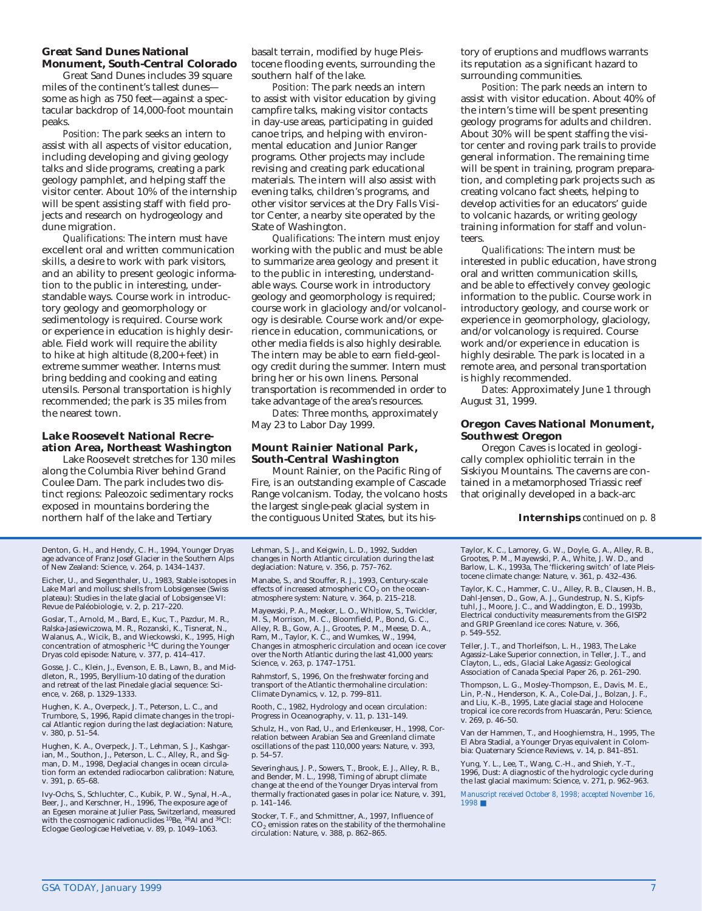### Great Sand Dunes National Monument, South-Central Colorado

Great Sand Dunes includes 39 square miles of the continent's tallest dunes—some as high as 750 feet—against a spectacular backdrop of 14,000-foot mountain peaks.

*Position:* The park seeks an intern to assist with all aspects of visitor education, including developing and giving geology talks and slide programs, creating a park geology pamphlet, and helping staff the visitor center. About 10% of the internship will be spent assisting staff with field projects and research on hydrogeology and dune migration.

*Qualifications:* The intern must have excellent oral and written communication skills, a desire to work with park visitors, and an ability to present geologic information to the public in interesting, understandable ways. Course work in introductory geology and geomorphology or sedimentology is required. Course work or experience in education is highly desirable. Field work will require the ability to hike at high altitude (8,200+ feet) in extreme summer weather. Interns must bring bedding and cooking and eating utensils. Personal transportation is highly recommended; the park is 35 miles from the nearest town.

### Lake Roosevelt National Recreation Area, Northeast Washington

Lake Roosevelt stretches for 130 miles along the Columbia River behind Grand Coulee Dam. The park includes two distinct regions: Paleozoic sedimentary rocks exposed in mountains bordering the northern half of the lake and Tertiary basalt terrain, modified by huge Pleistocene flooding events, surrounding the southern half of the lake.

*Position:* The park needs an intern to assist with visitor education by giving campfire talks, making visitor contacts in day-use areas, participating in guided canoe trips, and helping with environmental education and Junior Ranger programs. Other projects may include revising and creating park educational materials. The intern will also assist with evening talks, children's programs, and other visitor services at the Dry Falls Visitor Center, a nearby site operated by the State of Washington.

*Qualifications:* The intern must enjoy working with the public and must be able to summarize area geology and present it to the public in interesting, understandable ways. Course work in introductory geology and geomorphology is required; course work in glaciology and/or volcanology is desirable. Course work and/or experience in education, communications, or other media fields is also highly desirable. The intern may be able to earn field-geology credit during the summer. Intern must bring her or his own linens. Personal transportation is recommended in order to take advantage of the area's resources.

*Dates:* Three months, approximately May 23 to Labor Day 1999.

### Mount Rainier National Park, South-Central Washington

Mount Rainier, on the Pacific Ring of Fire, is an outstanding example of Cascade Range volcanism. Today, the volcano hosts the largest single-peak glacial system in the contiguous United States, but its history of eruptions and mudflows warrants its reputation as a significant hazard to surrounding communities.

*Position:* The park needs an intern to assist with visitor education. About 40% of the intern's time will be spent presenting geology programs for adults and children. About 30% will be spent staffing the visitor center and roving park trails to provide general information. The remaining time will be spent in training, program preparation, and completing park projects such as creating volcano fact sheets, helping to develop activities for an educators' guide to volcanic hazards, or writing geology training information for staff and volunteers.

*Qualifications:* The intern must be interested in public education, have strong oral and written communication skills, and be able to effectively convey geologic information to the public. Course work in introductory geology, and course work or experience in geomorphology, glaciology, and/or volcanology is required. Course work and/or experience in education is highly desirable. The park is located in a remote area, and personal transportation is highly recommended.

*Dates:* Approximately June 1 through August 31, 1999.

### Oregon Caves National Monument, Southwest Oregon

Oregon Caves is located in geologically complex ophiolitic terrain in the Siskiyou Mountains. The caverns are contained in a metamorphosed Triassic reef that originally developed in a back-arc

**Internships** *continued on p. 8*

---

Denton, G. H., and Hendy, C. H., 1994, Younger Dryas age advance of Franz Josef Glacier in the Southern Alps of New Zealand: Science, v. 264, p. 1434–1437.

Eicher, U., and Siegenthaler, U., 1983, Stable isotopes in Lake Marl and mollusc shells from Lobsigensee (Swiss plateau): Studies in the late glacial of Lobsigensee VI: Revue de Paléobiologie, v. 2, p. 217–220.

Goslar, T., Arnold, M., Bard, E., Kuc, T., Pazdur, M. R., Ralska-Jasiewiczowa, M. R., Rozanski, K., Tisnerat, N., Walanus, A., Wicik, B., and Wieckowski, K., 1995, High concentration of atmospheric $^{14}C$ during the Younger Dryas cold episode: Nature, v. 377, p. 414–417.

Gosse, J. C., Klein, J., Evenson, E. B., Lawn, B., and Middleton, R., 1995, Beryllium-10 dating of the duration and retreat of the last Pinedale glacial sequence: Science, v. 268, p. 1329–1333.

Hughen, K. A., Overpeck, J. T., Peterson, L. C., and Trumbore, S., 1996, Rapid climate changes in the tropical Atlantic region during the last deglaciation: Nature, v. 380, p. 51–54.

Hughen, K. A., Overpeck, J. T., Lehman, S. J., Kashgarian, M., Southon, J., Peterson, L. C., Alley, R., and Sigman, D. M., 1998, Deglacial changes in ocean circulation form an extended radiocarbon calibration: Nature, v. 391, p. 65–68.

Ivy-Ochs, S., Schluchter, C., Kubik, P. W., Synal, H.-A., Beer, J., and Kerschner, H., 1996, The exposure age of an Egesen moraine at Julier Pass, Switzerland, measured with the cosmogenic radionuclides $^{10}Be$, $^{26}Al$ and $^{36}Cl$: Eclogae Geologicae Helvetiae, v. 89, p. 1049–1063.

Lehman, S. J., and Keigwin, L. D., 1992, Sudden changes in North Atlantic circulation during the last deglaciation: Nature, v. 356, p. 757–762.

Manabe, S., and Stouffer, R. J., 1993, Century-scale effects of increased atmospheric $CO_2$ on the ocean-atmosphere system: Nature, v. 364, p. 215–218.

Mayewski, P. A., Meeker, L. O., Whitlow, S., Twickler, M. S., Morrison, M. C., Bloomfield, P., Bond, G. C., Alley, R. B., Gow, A. J., Grootes, P. M., Meese, D. A., Ram, M., Taylor, K. C., and Wumkes, W., 1994, Changes in atmospheric circulation and ocean ice cover over the North Atlantic during the last 41,000 years: Science, v. 263, p. 1747–1751.

Rahmstorf, S., 1996, On the freshwater forcing and transport of the Atlantic thermohaline circulation: Climate Dynamics, v. 12, p. 799–811.

Rooth, C., 1982, Hydrology and ocean circulation: Progress in Oceanography, v. 11, p. 131–149.

Schulz, H., von Rad, U., and Erlenkeuser, H., 1998, Correlation between Arabian Sea and Greenland climate oscillations of the past 110,000 years: Nature, v. 393, p. 54–57.

Severinghaus, J. P., Sowers, T., Brook, E. J., Alley, R. B., and Bender, M. L., 1998, Timing of abrupt climate change at the end of the Younger Dryas interval from thermally fractionated gases in polar ice: Nature, v. 391, p. 141–146.

Stocker, T. F., and Schmittner, A., 1997, Influence of $CO_2$ emission rates on the stability of the thermohaline circulation: Nature, v. 388, p. 862–865.

Taylor, K. C., Lamorey, G. W., Doyle, G. A., Alley, R. B., Grootes, P. M., Mayewski, P. A., White, J. W. D., and Barlow, L. K., 1993a, The 'flickering switch' of late Pleistocene climate change: Nature, v. 361, p. 432–436.

Taylor, K. C., Hammer, C. U., Alley, R. B., Clausen, H. B., Dahl-Jensen, D., Gow, A. J., Gundestrup, N. S., Kipfstuhl, J., Moore, J. C., and Waddington, E. D., 1993b, Electrical conductivity measurements from the GISP2 and GRIP Greenland ice cores: Nature, v. 366, p. 549–552.

Teller, J. T., and Thorleifson, L. H., 1983, The Lake Agassiz–Lake Superior connection, *in* Teller, J. T., and Clayton, L., eds., Glacial Lake Agassiz: Geological Association of Canada Special Paper 26, p. 261–290.

Thompson, L. G., Mosley-Thompson, E., Davis, M. E., Lin, P.-N., Henderson, K. A., Cole-Dai, J., Bolzan, J. F., and Liu, K.-B., 1995, Late glacial stage and Holocene tropical ice core records from Huascarán, Peru: Science, v. 269, p. 46–50.

Van der Hammen, T., and Hooghiemstra, H., 1995, The El Abra Stadial, a Younger Dryas equivalent in Colombia: Quaternary Science Reviews, v. 14, p. 841–851.

Yung, Y. L., Lee, T., Wang, C.-H., and Shieh, Y.-T., 1996, Dust: A diagnostic of the hydrologic cycle during the last glacial maximum: Science, v. 271, p. 962–963.

*Manuscript received October 8, 1998; accepted November 16, 1998* ■